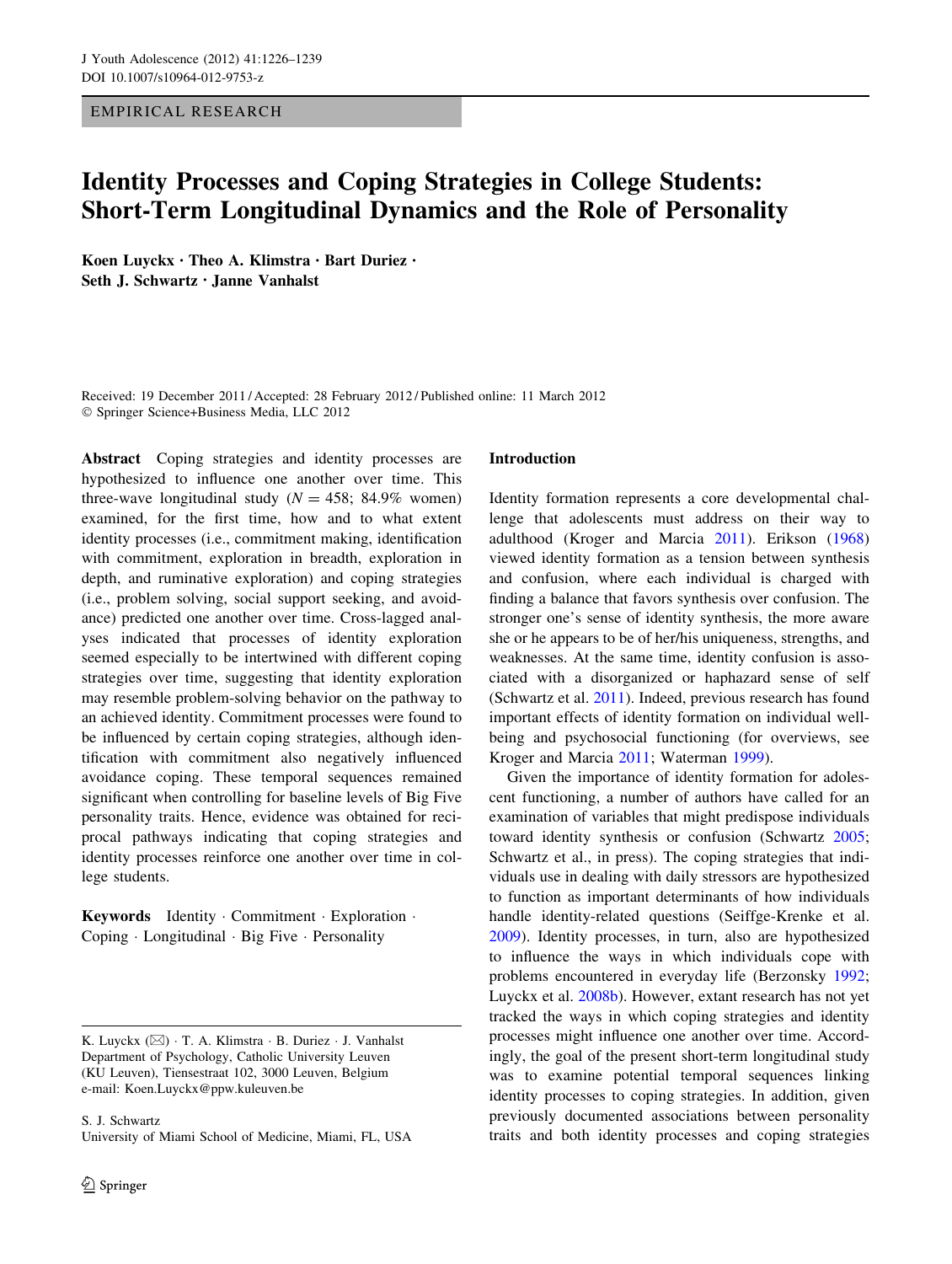EMPIRICAL RESEARCH

# Identity Processes and Coping Strategies in College Students: Short-Term Longitudinal Dynamics and the Role of Personality

**Koen Luyckx · Theo A. Klimstra · Bart Duriez · Seth J. Schwartz · Janne Vanhalst**

Received: 19 December 2011 / Accepted: 28 February 2012 / Published online: 11 March 2012
© Springer Science+Business Media, LLC 2012

**Abstract** Coping strategies and identity processes are hypothesized to influence one another over time. This three-wave longitudinal study ($N = 458$; 84.9% women) examined, for the first time, how and to what extent identity processes (i.e., commitment making, identification with commitment, exploration in breadth, exploration in depth, and ruminative exploration) and coping strategies (i.e., problem solving, social support seeking, and avoidance) predicted one another over time. Cross-lagged analyses indicated that processes of identity exploration seemed especially to be intertwined with different coping strategies over time, suggesting that identity exploration may resemble problem-solving behavior on the pathway to an achieved identity. Commitment processes were found to be influenced by certain coping strategies, although identification with commitment also negatively influenced avoidance coping. These temporal sequences remained significant when controlling for baseline levels of Big Five personality traits. Hence, evidence was obtained for reciprocal pathways indicating that coping strategies and identity processes reinforce one another over time in college students.

**Keywords** Identity · Commitment · Exploration · Coping · Longitudinal · Big Five · Personality

K. Luyckx (✉) · T. A. Klimstra · B. Duriez · J. Vanhalst
Department of Psychology, Catholic University Leuven (KU Leuven), Tiensestraat 102, 3000 Leuven, Belgium
e-mail: Koen.Luyckx@ppw.kuleuven.be

S. J. Schwartz
University of Miami School of Medicine, Miami, FL, USA

## Introduction

Identity formation represents a core developmental challenge that adolescents must address on their way to adulthood (Kroger and Marcia 2011). Erikson (1968) viewed identity formation as a tension between synthesis and confusion, where each individual is charged with finding a balance that favors synthesis over confusion. The stronger one's sense of identity synthesis, the more aware she or he appears to be of her/his uniqueness, strengths, and weaknesses. At the same time, identity confusion is associated with a disorganized or haphazard sense of self (Schwartz et al. 2011). Indeed, previous research has found important effects of identity formation on individual well-being and psychosocial functioning (for overviews, see Kroger and Marcia 2011; Waterman 1999).

Given the importance of identity formation for adolescent functioning, a number of authors have called for an examination of variables that might predispose individuals toward identity synthesis or confusion (Schwartz 2005; Schwartz et al., in press). The coping strategies that individuals use in dealing with daily stressors are hypothesized to function as important determinants of how individuals handle identity-related questions (Seiffge-Krenke et al. 2009). Identity processes, in turn, also are hypothesized to influence the ways in which individuals cope with problems encountered in everyday life (Berzonsky 1992; Luyckx et al. 2008b). However, extant research has not yet tracked the ways in which coping strategies and identity processes might influence one another over time. Accordingly, the goal of the present short-term longitudinal study was to examine potential temporal sequences linking identity processes to coping strategies. In addition, given previously documented associations between personality traits and both identity processes and coping strategies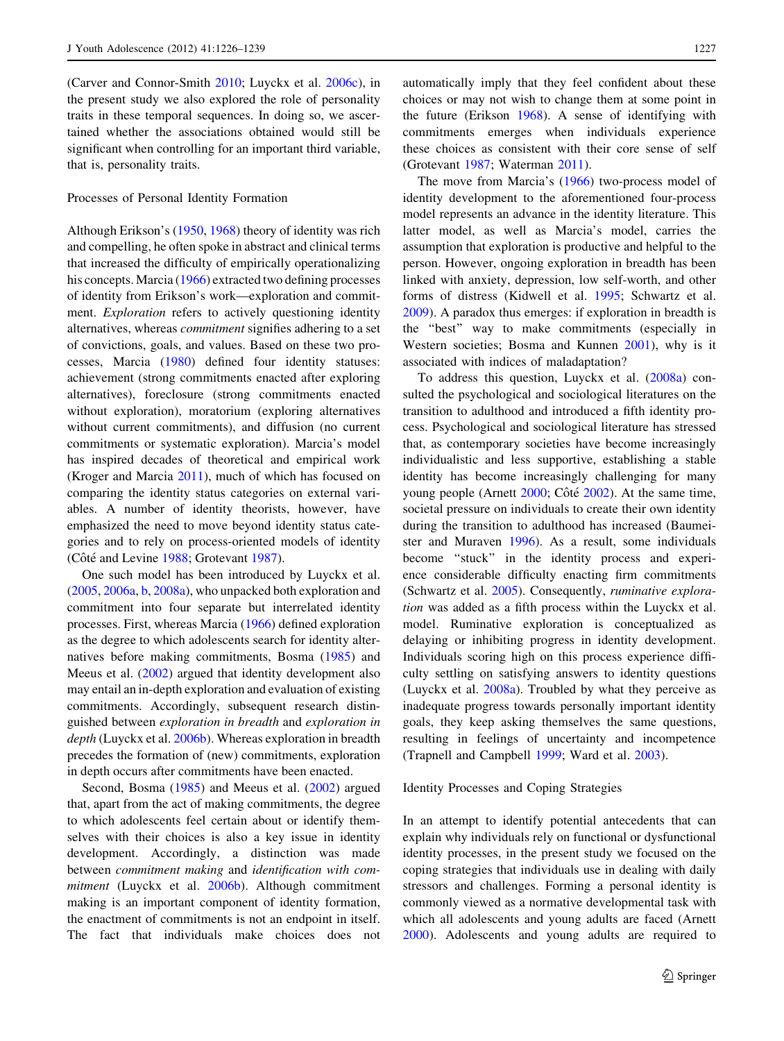(Carver and Connor-Smith 2010; Luyckx et al. 2006c), in the present study we also explored the role of personality traits in these temporal sequences. In doing so, we ascertained whether the associations obtained would still be significant when controlling for an important third variable, that is, personality traits.

## Processes of Personal Identity Formation

Although Erikson's (1950, 1968) theory of identity was rich and compelling, he often spoke in abstract and clinical terms that increased the difficulty of empirically operationalizing his concepts. Marcia (1966) extracted two defining processes of identity from Erikson's work—exploration and commitment. *Exploration* refers to actively questioning identity alternatives, whereas *commitment* signifies adhering to a set of convictions, goals, and values. Based on these two processes, Marcia (1980) defined four identity statuses: achievement (strong commitments enacted after exploring alternatives), foreclosure (strong commitments enacted without exploration), moratorium (exploring alternatives without current commitments), and diffusion (no current commitments or systematic exploration). Marcia's model has inspired decades of theoretical and empirical work (Kroger and Marcia 2011), much of which has focused on comparing the identity status categories on external variables. A number of identity theorists, however, have emphasized the need to move beyond identity status categories and to rely on process-oriented models of identity (Côté and Levine 1988; Grotevant 1987).

One such model has been introduced by Luyckx et al. (2005, 2006a, b, 2008a), who unpacked both exploration and commitment into four separate but interrelated identity processes. First, whereas Marcia (1966) defined exploration as the degree to which adolescents search for identity alternatives before making commitments, Bosma (1985) and Meeus et al. (2002) argued that identity development also may entail an in-depth exploration and evaluation of existing commitments. Accordingly, subsequent research distinguished between *exploration in breadth* and *exploration in depth* (Luyckx et al. 2006b). Whereas exploration in breadth precedes the formation of (new) commitments, exploration in depth occurs after commitments have been enacted.

Second, Bosma (1985) and Meeus et al. (2002) argued that, apart from the act of making commitments, the degree to which adolescents feel certain about or identify themselves with their choices is also a key issue in identity development. Accordingly, a distinction was made between *commitment making* and *identification with commitment* (Luyckx et al. 2006b). Although commitment making is an important component of identity formation, the enactment of commitments is not an endpoint in itself. The fact that individuals make choices does not automatically imply that they feel confident about these choices or may not wish to change them at some point in the future (Erikson 1968). A sense of identifying with commitments emerges when individuals experience these choices as consistent with their core sense of self (Grotevant 1987; Waterman 2011).

The move from Marcia's (1966) two-process model of identity development to the aforementioned four-process model represents an advance in the identity literature. This latter model, as well as Marcia's model, carries the assumption that exploration is productive and helpful to the person. However, ongoing exploration in breadth has been linked with anxiety, depression, low self-worth, and other forms of distress (Kidwell et al. 1995; Schwartz et al. 2009). A paradox thus emerges: if exploration in breadth is the "best" way to make commitments (especially in Western societies; Bosma and Kunnen 2001), why is it associated with indices of maladaptation?

To address this question, Luyckx et al. (2008a) consulted the psychological and sociological literatures on the transition to adulthood and introduced a fifth identity process. Psychological and sociological literature has stressed that, as contemporary societies have become increasingly individualistic and less supportive, establishing a stable identity has become increasingly challenging for many young people (Arnett 2000; Côté 2002). At the same time, societal pressure on individuals to create their own identity during the transition to adulthood has increased (Baumeister and Muraven 1996). As a result, some individuals become "stuck" in the identity process and experience considerable difficulty enacting firm commitments (Schwartz et al. 2005). Consequently, *ruminative exploration* was added as a fifth process within the Luyckx et al. model. Ruminative exploration is conceptualized as delaying or inhibiting progress in identity development. Individuals scoring high on this process experience difficulty settling on satisfying answers to identity questions (Luyckx et al. 2008a). Troubled by what they perceive as inadequate progress towards personally important identity goals, they keep asking themselves the same questions, resulting in feelings of uncertainty and incompetence (Trapnell and Campbell 1999; Ward et al. 2003).

## Identity Processes and Coping Strategies

In an attempt to identify potential antecedents that can explain why individuals rely on functional or dysfunctional identity processes, in the present study we focused on the coping strategies that individuals use in dealing with daily stressors and challenges. Forming a personal identity is commonly viewed as a normative developmental task with which all adolescents and young adults are faced (Arnett 2000). Adolescents and young adults are required to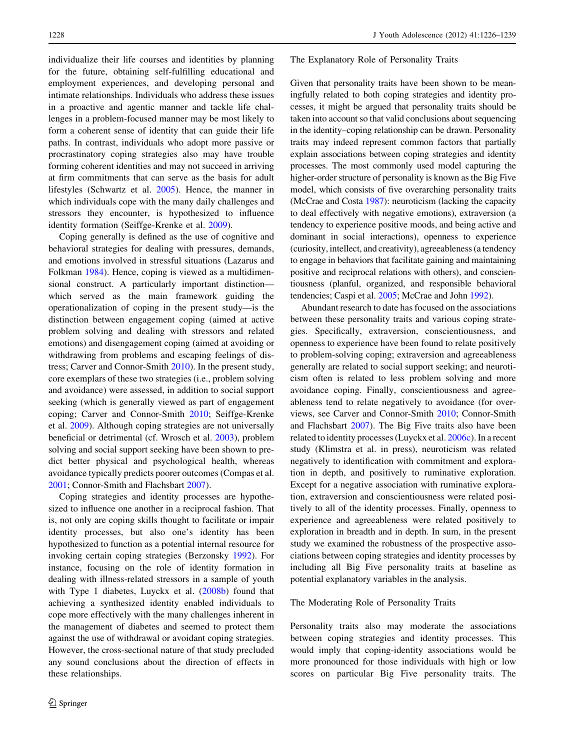individualize their life courses and identities by planning for the future, obtaining self-fulfilling educational and employment experiences, and developing personal and intimate relationships. Individuals who address these issues in a proactive and agentic manner and tackle life challenges in a problem-focused manner may be most likely to form a coherent sense of identity that can guide their life paths. In contrast, individuals who adopt more passive or procrastinatory coping strategies also may have trouble forming coherent identities and may not succeed in arriving at firm commitments that can serve as the basis for adult lifestyles (Schwartz et al. 2005). Hence, the manner in which individuals cope with the many daily challenges and stressors they encounter, is hypothesized to influence identity formation (Seiffge-Krenke et al. 2009).

Coping generally is defined as the use of cognitive and behavioral strategies for dealing with pressures, demands, and emotions involved in stressful situations (Lazarus and Folkman 1984). Hence, coping is viewed as a multidimensional construct. A particularly important distinction—which served as the main framework guiding the operationalization of coping in the present study—is the distinction between engagement coping (aimed at active problem solving and dealing with stressors and related emotions) and disengagement coping (aimed at avoiding or withdrawing from problems and escaping feelings of distress; Carver and Connor-Smith 2010). In the present study, core exemplars of these two strategies (i.e., problem solving and avoidance) were assessed, in addition to social support seeking (which is generally viewed as part of engagement coping; Carver and Connor-Smith 2010; Seiffge-Krenke et al. 2009). Although coping strategies are not universally beneficial or detrimental (cf. Wrosch et al. 2003), problem solving and social support seeking have been shown to predict better physical and psychological health, whereas avoidance typically predicts poorer outcomes (Compas et al. 2001; Connor-Smith and Flachsbart 2007).

Coping strategies and identity processes are hypothesized to influence one another in a reciprocal fashion. That is, not only are coping skills thought to facilitate or impair identity processes, but also one's identity has been hypothesized to function as a potential internal resource for invoking certain coping strategies (Berzonsky 1992). For instance, focusing on the role of identity formation in dealing with illness-related stressors in a sample of youth with Type 1 diabetes, Luyckx et al. (2008b) found that achieving a synthesized identity enabled individuals to cope more effectively with the many challenges inherent in the management of diabetes and seemed to protect them against the use of withdrawal or avoidant coping strategies. However, the cross-sectional nature of that study precluded any sound conclusions about the direction of effects in these relationships.

## The Explanatory Role of Personality Traits

Given that personality traits have been shown to be meaningfully related to both coping strategies and identity processes, it might be argued that personality traits should be taken into account so that valid conclusions about sequencing in the identity–coping relationship can be drawn. Personality traits may indeed represent common factors that partially explain associations between coping strategies and identity processes. The most commonly used model capturing the higher-order structure of personality is known as the Big Five model, which consists of five overarching personality traits (McCrae and Costa 1987): neuroticism (lacking the capacity to deal effectively with negative emotions), extraversion (a tendency to experience positive moods, and being active and dominant in social interactions), openness to experience (curiosity, intellect, and creativity), agreeableness (a tendency to engage in behaviors that facilitate gaining and maintaining positive and reciprocal relations with others), and conscientiousness (planful, organized, and responsible behavioral tendencies; Caspi et al. 2005; McCrae and John 1992).

Abundant research to date has focused on the associations between these personality traits and various coping strategies. Specifically, extraversion, conscientiousness, and openness to experience have been found to relate positively to problem-solving coping; extraversion and agreeableness generally are related to social support seeking; and neuroticism often is related to less problem solving and more avoidance coping. Finally, conscientiousness and agreeableness tend to relate negatively to avoidance (for overviews, see Carver and Connor-Smith 2010; Connor-Smith and Flachsbart 2007). The Big Five traits also have been related to identity processes (Luyckx et al. 2006c). In a recent study (Klimstra et al. in press), neuroticism was related negatively to identification with commitment and exploration in depth, and positively to ruminative exploration. Except for a negative association with ruminative exploration, extraversion and conscientiousness were related positively to all of the identity processes. Finally, openness to experience and agreeableness were related positively to exploration in breadth and in depth. In sum, in the present study we examined the robustness of the prospective associations between coping strategies and identity processes by including all Big Five personality traits at baseline as potential explanatory variables in the analysis.

## The Moderating Role of Personality Traits

Personality traits also may moderate the associations between coping strategies and identity processes. This would imply that coping-identity associations would be more pronounced for those individuals with high or low scores on particular Big Five personality traits. The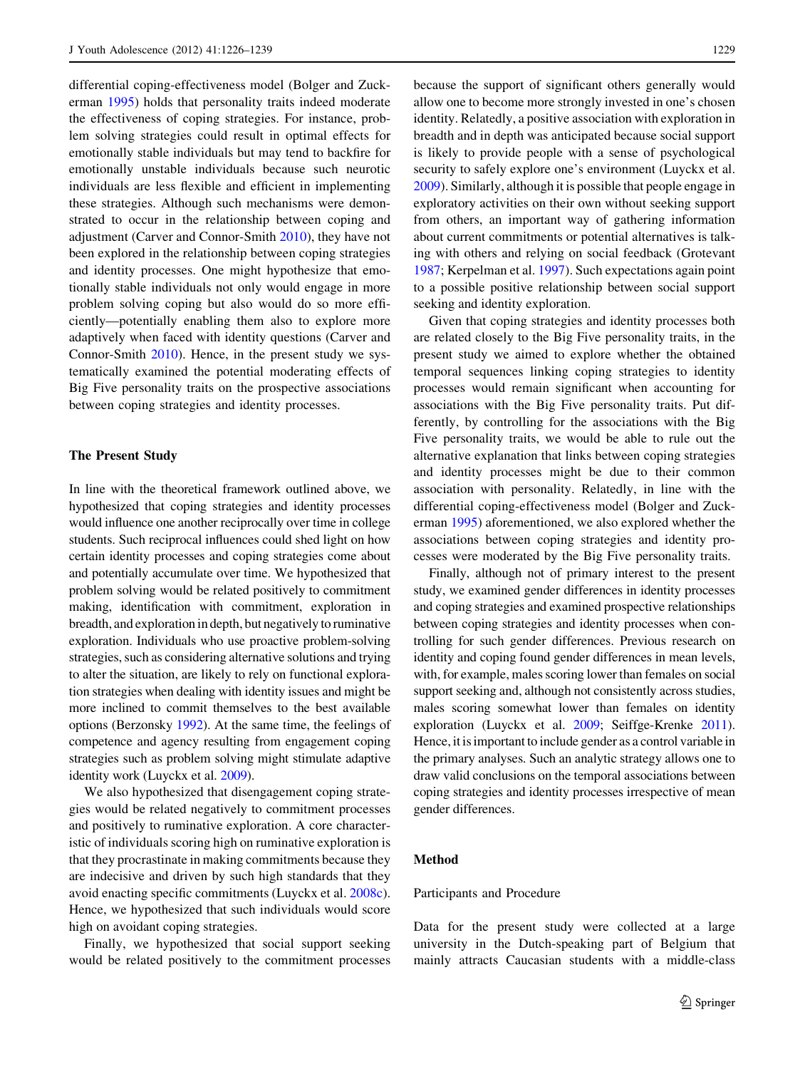differential coping-effectiveness model (Bolger and Zuckerman 1995) holds that personality traits indeed moderate the effectiveness of coping strategies. For instance, problem solving strategies could result in optimal effects for emotionally stable individuals but may tend to backfire for emotionally unstable individuals because such neurotic individuals are less flexible and efficient in implementing these strategies. Although such mechanisms were demonstrated to occur in the relationship between coping and adjustment (Carver and Connor-Smith 2010), they have not been explored in the relationship between coping strategies and identity processes. One might hypothesize that emotionally stable individuals not only would engage in more problem solving coping but also would do so more efficiently—potentially enabling them also to explore more adaptively when faced with identity questions (Carver and Connor-Smith 2010). Hence, in the present study we systematically examined the potential moderating effects of Big Five personality traits on the prospective associations between coping strategies and identity processes.

## The Present Study

In line with the theoretical framework outlined above, we hypothesized that coping strategies and identity processes would influence one another reciprocally over time in college students. Such reciprocal influences could shed light on how certain identity processes and coping strategies come about and potentially accumulate over time. We hypothesized that problem solving would be related positively to commitment making, identification with commitment, exploration in breadth, and exploration in depth, but negatively to ruminative exploration. Individuals who use proactive problem-solving strategies, such as considering alternative solutions and trying to alter the situation, are likely to rely on functional exploration strategies when dealing with identity issues and might be more inclined to commit themselves to the best available options (Berzonsky 1992). At the same time, the feelings of competence and agency resulting from engagement coping strategies such as problem solving might stimulate adaptive identity work (Luyckx et al. 2009).

We also hypothesized that disengagement coping strategies would be related negatively to commitment processes and positively to ruminative exploration. A core characteristic of individuals scoring high on ruminative exploration is that they procrastinate in making commitments because they are indecisive and driven by such high standards that they avoid enacting specific commitments (Luyckx et al. 2008c). Hence, we hypothesized that such individuals would score high on avoidant coping strategies.

Finally, we hypothesized that social support seeking would be related positively to the commitment processes because the support of significant others generally would allow one to become more strongly invested in one's chosen identity. Relatedly, a positive association with exploration in breadth and in depth was anticipated because social support is likely to provide people with a sense of psychological security to safely explore one's environment (Luyckx et al. 2009). Similarly, although it is possible that people engage in exploratory activities on their own without seeking support from others, an important way of gathering information about current commitments or potential alternatives is talking with others and relying on social feedback (Grotevant 1987; Kerpelman et al. 1997). Such expectations again point to a possible positive relationship between social support seeking and identity exploration.

Given that coping strategies and identity processes both are related closely to the Big Five personality traits, in the present study we aimed to explore whether the obtained temporal sequences linking coping strategies to identity processes would remain significant when accounting for associations with the Big Five personality traits. Put differently, by controlling for the associations with the Big Five personality traits, we would be able to rule out the alternative explanation that links between coping strategies and identity processes might be due to their common association with personality. Relatedly, in line with the differential coping-effectiveness model (Bolger and Zuckerman 1995) aforementioned, we also explored whether the associations between coping strategies and identity processes were moderated by the Big Five personality traits.

Finally, although not of primary interest to the present study, we examined gender differences in identity processes and coping strategies and examined prospective relationships between coping strategies and identity processes when controlling for such gender differences. Previous research on identity and coping found gender differences in mean levels, with, for example, males scoring lower than females on social support seeking and, although not consistently across studies, males scoring somewhat lower than females on identity exploration (Luyckx et al. 2009; Seiffge-Krenke 2011). Hence, it is important to include gender as a control variable in the primary analyses. Such an analytic strategy allows one to draw valid conclusions on the temporal associations between coping strategies and identity processes irrespective of mean gender differences.

## Method

### Participants and Procedure

Data for the present study were collected at a large university in the Dutch-speaking part of Belgium that mainly attracts Caucasian students with a middle-class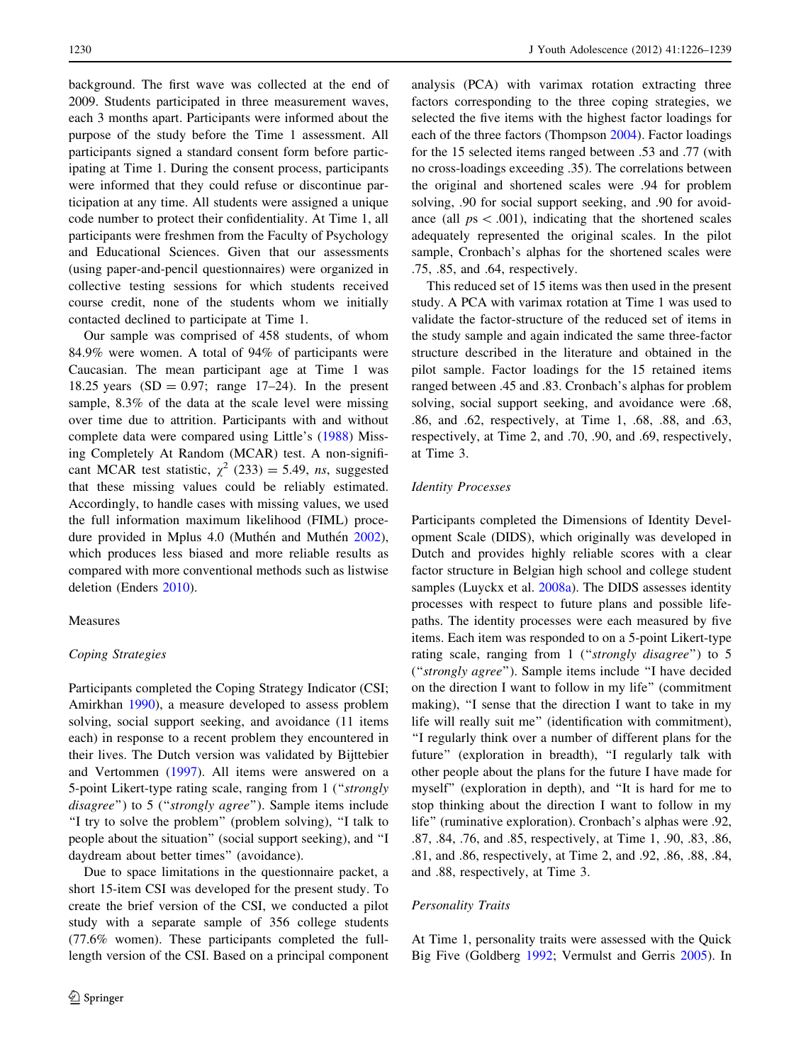background. The first wave was collected at the end of 2009. Students participated in three measurement waves, each 3 months apart. Participants were informed about the purpose of the study before the Time 1 assessment. All participants signed a standard consent form before participating at Time 1. During the consent process, participants were informed that they could refuse or discontinue participation at any time. All students were assigned a unique code number to protect their confidentiality. At Time 1, all participants were freshmen from the Faculty of Psychology and Educational Sciences. Given that our assessments (using paper-and-pencil questionnaires) were organized in collective testing sessions for which students received course credit, none of the students whom we initially contacted declined to participate at Time 1.

Our sample was comprised of 458 students, of whom 84.9% were women. A total of 94% of participants were Caucasian. The mean participant age at Time 1 was 18.25 years (SD = 0.97; range 17–24). In the present sample, 8.3% of the data at the scale level were missing over time due to attrition. Participants with and without complete data were compared using Little's (1988) Missing Completely At Random (MCAR) test. A non-significant MCAR test statistic, $\chi^2$ (233) = 5.49, *ns*, suggested that these missing values could be reliably estimated. Accordingly, to handle cases with missing values, we used the full information maximum likelihood (FIML) procedure provided in Mplus 4.0 (Muthén and Muthén 2002), which produces less biased and more reliable results as compared with more conventional methods such as listwise deletion (Enders 2010).

## Measures

### *Coping Strategies*

Participants completed the Coping Strategy Indicator (CSI; Amirkhan 1990), a measure developed to assess problem solving, social support seeking, and avoidance (11 items each) in response to a recent problem they encountered in their lives. The Dutch version was validated by Bijttebier and Vertommen (1997). All items were answered on a 5-point Likert-type rating scale, ranging from 1 ("*strongly disagree*") to 5 ("*strongly agree*"). Sample items include "I try to solve the problem" (problem solving), "I talk to people about the situation" (social support seeking), and "I daydream about better times" (avoidance).

Due to space limitations in the questionnaire packet, a short 15-item CSI was developed for the present study. To create the brief version of the CSI, we conducted a pilot study with a separate sample of 356 college students (77.6% women). These participants completed the full-length version of the CSI. Based on a principal component analysis (PCA) with varimax rotation extracting three factors corresponding to the three coping strategies, we selected the five items with the highest factor loadings for each of the three factors (Thompson 2004). Factor loadings for the 15 selected items ranged between .53 and .77 (with no cross-loadings exceeding .35). The correlations between the original and shortened scales were .94 for problem solving, .90 for social support seeking, and .90 for avoidance (all $ps < .001$), indicating that the shortened scales adequately represented the original scales. In the pilot sample, Cronbach's alphas for the shortened scales were .75, .85, and .64, respectively.

This reduced set of 15 items was then used in the present study. A PCA with varimax rotation at Time 1 was used to validate the factor-structure of the reduced set of items in the study sample and again indicated the same three-factor structure described in the literature and obtained in the pilot sample. Factor loadings for the 15 retained items ranged between .45 and .83. Cronbach's alphas for problem solving, social support seeking, and avoidance were .68, .86, and .62, respectively, at Time 1, .68, .88, and .63, respectively, at Time 2, and .70, .90, and .69, respectively, at Time 3.

### *Identity Processes*

Participants completed the Dimensions of Identity Development Scale (DIDS), which originally was developed in Dutch and provides highly reliable scores with a clear factor structure in Belgian high school and college student samples (Luyckx et al. 2008a). The DIDS assesses identity processes with respect to future plans and possible life-paths. The identity processes were each measured by five items. Each item was responded to on a 5-point Likert-type rating scale, ranging from 1 ("*strongly disagree*") to 5 ("*strongly agree*"). Sample items include "I have decided on the direction I want to follow in my life" (commitment making), "I sense that the direction I want to take in my life will really suit me" (identification with commitment), "I regularly think over a number of different plans for the future" (exploration in breadth), "I regularly talk with other people about the plans for the future I have made for myself" (exploration in depth), and "It is hard for me to stop thinking about the direction I want to follow in my life" (ruminative exploration). Cronbach's alphas were .92, .87, .84, .76, and .85, respectively, at Time 1, .90, .83, .86, .81, and .86, respectively, at Time 2, and .92, .86, .88, .84, and .88, respectively, at Time 3.

### *Personality Traits*

At Time 1, personality traits were assessed with the Quick Big Five (Goldberg 1992; Vermulst and Gerris 2005). In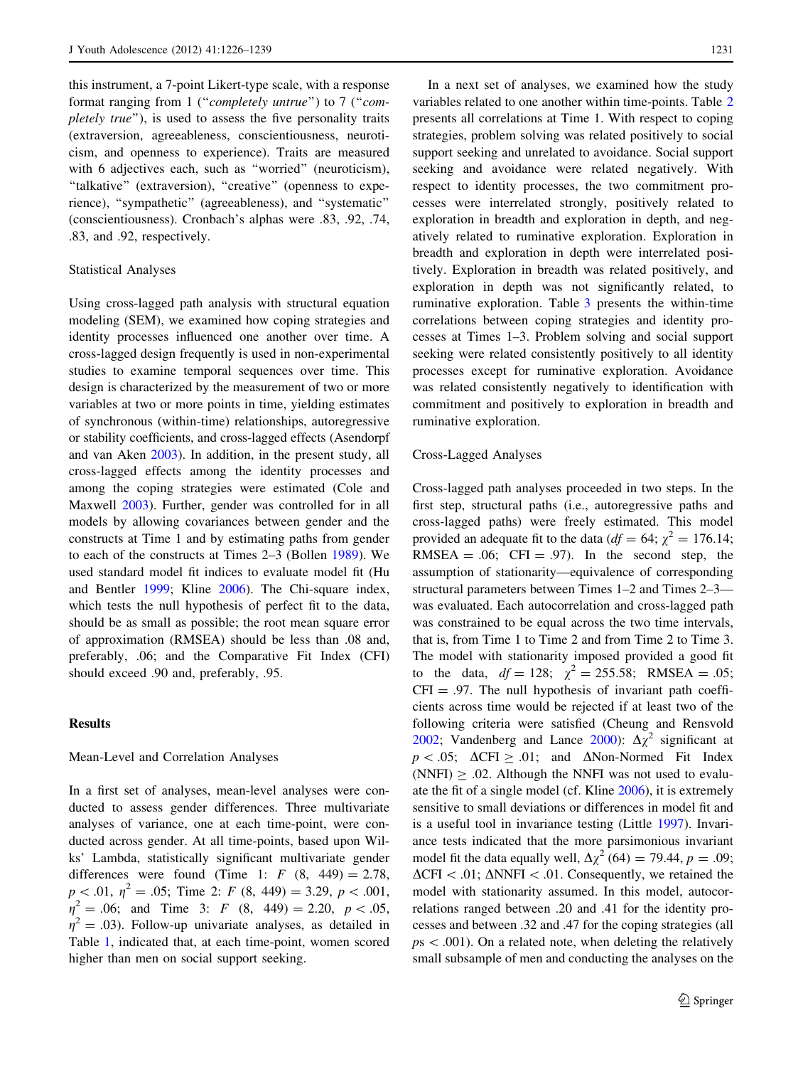this instrument, a 7-point Likert-type scale, with a response format ranging from 1 ("*completely untrue*") to 7 ("*completely true*"), is used to assess the five personality traits (extraversion, agreeableness, conscientiousness, neuroticism, and openness to experience). Traits are measured with 6 adjectives each, such as "worried" (neuroticism), "talkative" (extraversion), "creative" (openness to experience), "sympathetic" (agreeableness), and "systematic" (conscientiousness). Cronbach's alphas were .83, .92, .74, .83, and .92, respectively.

### Statistical Analyses

Using cross-lagged path analysis with structural equation modeling (SEM), we examined how coping strategies and identity processes influenced one another over time. A cross-lagged design frequently is used in non-experimental studies to examine temporal sequences over time. This design is characterized by the measurement of two or more variables at two or more points in time, yielding estimates of synchronous (within-time) relationships, autoregressive or stability coefficients, and cross-lagged effects (Asendorpf and van Aken 2003). In addition, in the present study, all cross-lagged effects among the identity processes and among the coping strategies were estimated (Cole and Maxwell 2003). Further, gender was controlled for in all models by allowing covariances between gender and the constructs at Time 1 and by estimating paths from gender to each of the constructs at Times 2–3 (Bollen 1989). We used standard model fit indices to evaluate model fit (Hu and Bentler 1999; Kline 2006). The Chi-square index, which tests the null hypothesis of perfect fit to the data, should be as small as possible; the root mean square error of approximation (RMSEA) should be less than .08 and, preferably, .06; and the Comparative Fit Index (CFI) should exceed .90 and, preferably, .95.

## Results

### Mean-Level and Correlation Analyses

In a first set of analyses, mean-level analyses were conducted to assess gender differences. Three multivariate analyses of variance, one at each time-point, were conducted across gender. At all time-points, based upon Wilks' Lambda, statistically significant multivariate gender differences were found (Time 1: $F$ (8, 449) = 2.78, $p < .01$, $\eta^2 = .05$; Time 2: $F$ (8, 449) = 3.29, $p < .001$, $\eta^2 = .06$; and Time 3: $F$ (8, 449) = 2.20, $p < .05$, $\eta^2 = .03$). Follow-up univariate analyses, as detailed in Table 1, indicated that, at each time-point, women scored higher than men on social support seeking.

In a next set of analyses, we examined how the study variables related to one another within time-points. Table 2 presents all correlations at Time 1. With respect to coping strategies, problem solving was related positively to social support seeking and unrelated to avoidance. Social support seeking and avoidance were related negatively. With respect to identity processes, the two commitment processes were interrelated strongly, positively related to exploration in breadth and exploration in depth, and negatively related to ruminative exploration. Exploration in breadth and exploration in depth were interrelated positively. Exploration in breadth was related positively, and exploration in depth was not significantly related, to ruminative exploration. Table 3 presents the within-time correlations between coping strategies and identity processes at Times 1–3. Problem solving and social support seeking were related consistently positively to all identity processes except for ruminative exploration. Avoidance was related consistently negatively to identification with commitment and positively to exploration in breadth and ruminative exploration.

### Cross-Lagged Analyses

Cross-lagged path analyses proceeded in two steps. In the first step, structural paths (i.e., autoregressive paths and cross-lagged paths) were freely estimated. This model provided an adequate fit to the data ($df = 64$; $\chi^2 = 176.14$; RMSEA = .06; CFI = .97). In the second step, the assumption of stationarity—equivalence of corresponding structural parameters between Times 1–2 and Times 2–3—was evaluated. Each autocorrelation and cross-lagged path was constrained to be equal across the two time intervals, that is, from Time 1 to Time 2 and from Time 2 to Time 3. The model with stationarity imposed provided a good fit to the data, $df = 128$; $\chi^2 = 255.58$; RMSEA = .05; CFI = .97. The null hypothesis of invariant path coefficients across time would be rejected if at least two of the following criteria were satisfied (Cheung and Rensvold 2002; Vandenberg and Lance 2000): $\Delta\chi^2$ significant at $p < .05$; $\Delta$CFI $\geq .01$; and $\Delta$Non-Normed Fit Index (NNFI) $\geq .02$. Although the NNFI was not used to evaluate the fit of a single model (cf. Kline 2006), it is extremely sensitive to small deviations or differences in model fit and is a useful tool in invariance testing (Little 1997). Invariance tests indicated that the more parsimonious invariant model fit the data equally well, $\Delta\chi^2$ (64) = 79.44, $p = .09$; $\Delta$CFI $< .01$; $\Delta$NNFI $< .01$. Consequently, we retained the model with stationarity assumed. In this model, autocorrelations ranged between .20 and .41 for the identity processes and between .32 and .47 for the coping strategies (all $p$s $< .001$). On a related note, when deleting the relatively small subsample of men and conducting the analyses on the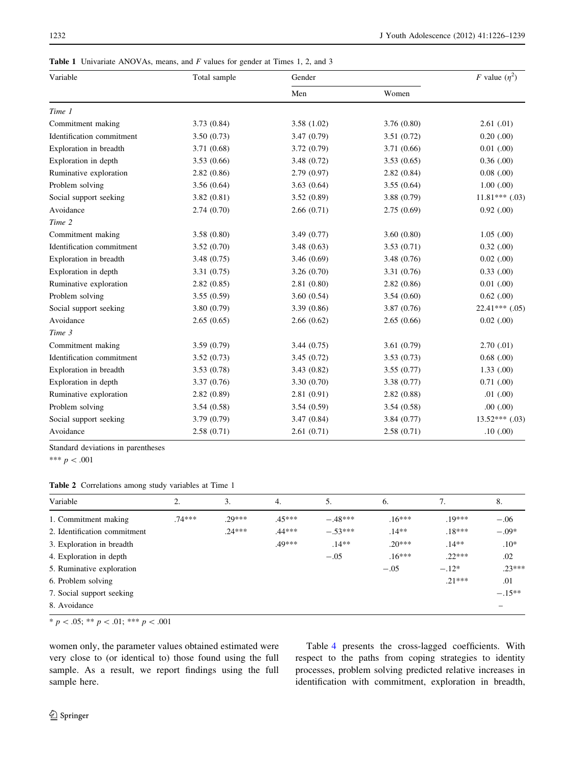**Table 1** Univariate ANOVAs, means, and *F* values for gender at Times 1, 2, and 3

| Variable | Total sample | Gender | | *F* value ($\eta^2$) |
|---|---|---|---|---|
| | | Men | Women | |
| *Time 1* | | | | |
| Commitment making | 3.73 (0.84) | 3.58 (1.02) | 3.76 (0.80) | 2.61 (.01) |
| Identification commitment | 3.50 (0.73) | 3.47 (0.79) | 3.51 (0.72) | 0.20 (.00) |
| Exploration in breadth | 3.71 (0.68) | 3.72 (0.79) | 3.71 (0.66) | 0.01 (.00) |
| Exploration in depth | 3.53 (0.66) | 3.48 (0.72) | 3.53 (0.65) | 0.36 (.00) |
| Ruminative exploration | 2.82 (0.86) | 2.79 (0.97) | 2.82 (0.84) | 0.08 (.00) |
| Problem solving | 3.56 (0.64) | 3.63 (0.64) | 3.55 (0.64) | 1.00 (.00) |
| Social support seeking | 3.82 (0.81) | 3.52 (0.89) | 3.88 (0.79) | 11.81*** (.03) |
| Avoidance | 2.74 (0.70) | 2.66 (0.71) | 2.75 (0.69) | 0.92 (.00) |
| *Time 2* | | | | |
| Commitment making | 3.58 (0.80) | 3.49 (0.77) | 3.60 (0.80) | 1.05 (.00) |
| Identification commitment | 3.52 (0.70) | 3.48 (0.63) | 3.53 (0.71) | 0.32 (.00) |
| Exploration in breadth | 3.48 (0.75) | 3.46 (0.69) | 3.48 (0.76) | 0.02 (.00) |
| Exploration in depth | 3.31 (0.75) | 3.26 (0.70) | 3.31 (0.76) | 0.33 (.00) |
| Ruminative exploration | 2.82 (0.85) | 2.81 (0.80) | 2.82 (0.86) | 0.01 (.00) |
| Problem solving | 3.55 (0.59) | 3.60 (0.54) | 3.54 (0.60) | 0.62 (.00) |
| Social support seeking | 3.80 (0.79) | 3.39 (0.86) | 3.87 (0.76) | 22.41*** (.05) |
| Avoidance | 2.65 (0.65) | 2.66 (0.62) | 2.65 (0.66) | 0.02 (.00) |
| *Time 3* | | | | |
| Commitment making | 3.59 (0.79) | 3.44 (0.75) | 3.61 (0.79) | 2.70 (.01) |
| Identification commitment | 3.52 (0.73) | 3.45 (0.72) | 3.53 (0.73) | 0.68 (.00) |
| Exploration in breadth | 3.53 (0.78) | 3.43 (0.82) | 3.55 (0.77) | 1.33 (.00) |
| Exploration in depth | 3.37 (0.76) | 3.30 (0.70) | 3.38 (0.77) | 0.71 (.00) |
| Ruminative exploration | 2.82 (0.89) | 2.81 (0.91) | 2.82 (0.88) | .01 (.00) |
| Problem solving | 3.54 (0.58) | 3.54 (0.59) | 3.54 (0.58) | .00 (.00) |
| Social support seeking | 3.79 (0.79) | 3.47 (0.84) | 3.84 (0.77) | 13.52*** (.03) |
| Avoidance | 2.58 (0.71) | 2.61 (0.71) | 2.58 (0.71) | .10 (.00) |

Standard deviations in parentheses

*** $p < .001$

**Table 2** Correlations among study variables at Time 1

| Variable | 2. | 3. | 4. | 5. | 6. | 7. | 8. |
|---|---|---|---|---|---|---|---|
| 1. Commitment making | .74*** | .29*** | .45*** | −.48*** | .16*** | .19*** | −.06 |
| 2. Identification commitment | | .24*** | .44*** | −.53*** | .14** | .18*** | −.09* |
| 3. Exploration in breadth | | | .49*** | .14** | .20*** | .14** | .10* |
| 4. Exploration in depth | | | | −.05 | .16*** | .22*** | .02 |
| 5. Ruminative exploration | | | | | −.05 | −.12* | .23*** |
| 6. Problem solving | | | | | | .21*** | .01 |
| 7. Social support seeking | | | | | | | −.15** |
| 8. Avoidance | | | | | | | – |

* $p < .05$; ** $p < .01$; *** $p < .001$

women only, the parameter values obtained estimated were very close to (or identical to) those found using the full sample. As a result, we report findings using the full sample here.

Table 4 presents the cross-lagged coefficients. With respect to the paths from coping strategies to identity processes, problem solving predicted relative increases in identification with commitment, exploration in breadth,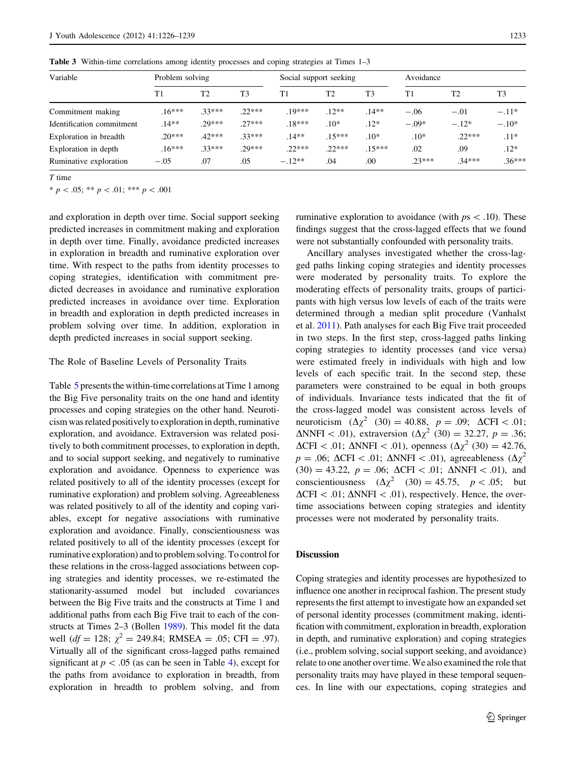**Table 3** Within-time correlations among identity processes and coping strategies at Times 1–3

| Variable | Problem solving | | | Social support seeking | | | Avoidance | | |
|---|---|---|---|---|---|---|---|---|---|
| | T1 | T2 | T3 | T1 | T2 | T3 | T1 | T2 | T3 |
| Commitment making | .16*** | .33*** | .22*** | .19*** | .12** | .14** | −.06 | −.01 | −.11* |
| Identification commitment | .14** | .29*** | .27*** | .18*** | .10* | .12* | −.09* | −.12* | −.10* |
| Exploration in breadth | .20*** | .42*** | .33*** | .14** | .15*** | .10* | .10* | .22*** | .11* |
| Exploration in depth | .16*** | .33*** | .29*** | .22*** | .22*** | .15*** | .02 | .09 | .12* |
| Ruminative exploration | −.05 | .07 | .05 | −.12** | .04 | .00 | .23*** | .34*** | .36*** |

*T* time

* $p < .05$; ** $p < .01$; *** $p < .001$

and exploration in depth over time. Social support seeking predicted increases in commitment making and exploration in depth over time. Finally, avoidance predicted increases in exploration in breadth and ruminative exploration over time. With respect to the paths from identity processes to coping strategies, identification with commitment predicted decreases in avoidance and ruminative exploration predicted increases in avoidance over time. Exploration in breadth and exploration in depth predicted increases in problem solving over time. In addition, exploration in depth predicted increases in social support seeking.

### The Role of Baseline Levels of Personality Traits

Table 5 presents the within-time correlations at Time 1 among the Big Five personality traits on the one hand and identity processes and coping strategies on the other hand. Neuroticism was related positively to exploration in depth, ruminative exploration, and avoidance. Extraversion was related positively to both commitment processes, to exploration in depth, and to social support seeking, and negatively to ruminative exploration and avoidance. Openness to experience was related positively to all of the identity processes (except for ruminative exploration) and problem solving. Agreeableness was related positively to all of the identity and coping variables, except for negative associations with ruminative exploration and avoidance. Finally, conscientiousness was related positively to all of the identity processes (except for ruminative exploration) and to problem solving. To control for these relations in the cross-lagged associations between coping strategies and identity processes, we re-estimated the stationarity-assumed model but included covariances between the Big Five traits and the constructs at Time 1 and additional paths from each Big Five trait to each of the constructs at Times 2–3 (Bollen 1989). This model fit the data well ($df = 128$; $\chi^2 = 249.84$; RMSEA = .05; CFI = .97). Virtually all of the significant cross-lagged paths remained significant at $p < .05$ (as can be seen in Table 4), except for the paths from avoidance to exploration in breadth, from exploration in breadth to problem solving, and from ruminative exploration to avoidance (with $ps < .10$). These findings suggest that the cross-lagged effects that we found were not substantially confounded with personality traits.

Ancillary analyses investigated whether the cross-lagged paths linking coping strategies and identity processes were moderated by personality traits. To explore the moderating effects of personality traits, groups of participants with high versus low levels of each of the traits were determined through a median split procedure (Vanhalst et al. 2011). Path analyses for each Big Five trait proceeded in two steps. In the first step, cross-lagged paths linking coping strategies to identity processes (and vice versa) were estimated freely in individuals with high and low levels of each specific trait. In the second step, these parameters were constrained to be equal in both groups of individuals. Invariance tests indicated that the fit of the cross-lagged model was consistent across levels of neuroticism ($\Delta\chi^2$ (30) = 40.88, $p = .09$; $\Delta$CFI < .01; $\Delta$NNFI < .01), extraversion ($\Delta\chi^2$ (30) = 32.27, $p = .36$; $\Delta$CFI < .01; $\Delta$NNFI < .01), openness ($\Delta\chi^2$ (30) = 42.76, $p = .06$; $\Delta$CFI < .01; $\Delta$NNFI < .01), agreeableness ($\Delta\chi^2$ (30) = 43.22, $p = .06$; $\Delta$CFI < .01; $\Delta$NNFI < .01), and conscientiousness ($\Delta\chi^2$ (30) = 45.75, $p < .05$; but $\Delta$CFI < .01; $\Delta$NNFI < .01), respectively. Hence, the over-time associations between coping strategies and identity processes were not moderated by personality traits.

## Discussion

Coping strategies and identity processes are hypothesized to influence one another in reciprocal fashion. The present study represents the first attempt to investigate how an expanded set of personal identity processes (commitment making, identification with commitment, exploration in breadth, exploration in depth, and ruminative exploration) and coping strategies (i.e., problem solving, social support seeking, and avoidance) relate to one another over time. We also examined the role that personality traits may have played in these temporal sequences. In line with our expectations, coping strategies and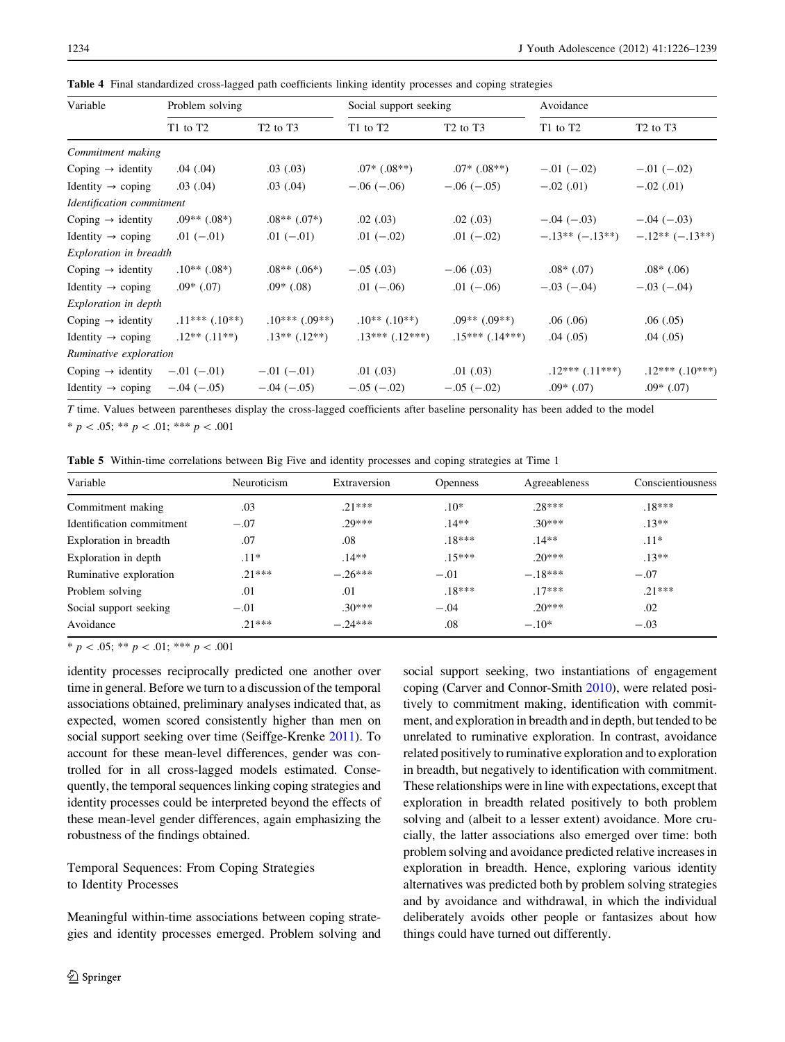**Table 4** Final standardized cross-lagged path coefficients linking identity processes and coping strategies

| Variable | Problem solving | | Social support seeking | | Avoidance | |
|---|---|---|---|---|---|---|
| | T1 to T2 | T2 to T3 | T1 to T2 | T2 to T3 | T1 to T2 | T2 to T3 |
| *Commitment making* | | | | | | |
| Coping → identity | .04 (.04) | .03 (.03) | .07* (.08**) | .07* (.08**) | −.01 (−.02) | −.01 (−.02) |
| Identity → coping | .03 (.04) | .03 (.04) | −.06 (−.06) | −.06 (−.05) | −.02 (.01) | −.02 (.01) |
| *Identification commitment* | | | | | | |
| Coping → identity | .09** (.08*) | .08** (.07*) | .02 (.03) | .02 (.03) | −.04 (−.03) | −.04 (−.03) |
| Identity → coping | .01 (−.01) | .01 (−.01) | .01 (−.02) | .01 (−.02) | −.13** (−.13**) | −.12** (−.13**) |
| *Exploration in breadth* | | | | | | |
| Coping → identity | .10** (.08*) | .08** (.06*) | −.05 (.03) | −.06 (.03) | .08* (.07) | .08* (.06) |
| Identity → coping | .09* (.07) | .09* (.08) | .01 (−.06) | .01 (−.06) | −.03 (−.04) | −.03 (−.04) |
| *Exploration in depth* | | | | | | |
| Coping → identity | .11*** (.10**) | .10*** (.09**) | .10** (.10**) | .09** (.09**) | .06 (.06) | .06 (.05) |
| Identity → coping | .12** (.11**) | .13** (.12**) | .13*** (.12***) | .15*** (.14***) | .04 (.05) | .04 (.05) |
| *Ruminative exploration* | | | | | | |
| Coping → identity | −.01 (−.01) | −.01 (−.01) | .01 (.03) | .01 (.03) | .12*** (.11***) | .12*** (.10***) |
| Identity → coping | −.04 (−.05) | −.04 (−.05) | −.05 (−.02) | −.05 (−.02) | .09* (.07) | .09* (.07) |

*T* time. Values between parentheses display the cross-lagged coefficients after baseline personality has been added to the model

* $p < .05$; ** $p < .01$; *** $p < .001$

**Table 5** Within-time correlations between Big Five and identity processes and coping strategies at Time 1

| Variable | Neuroticism | Extraversion | Openness | Agreeableness | Conscientiousness |
|---|---|---|---|---|---|
| Commitment making | .03 | .21*** | .10* | .28*** | .18*** |
| Identification commitment | −.07 | .29*** | .14** | .30*** | .13** |
| Exploration in breadth | .07 | .08 | .18*** | .14** | .11* |
| Exploration in depth | .11* | .14** | .15*** | .20*** | .13** |
| Ruminative exploration | .21*** | −.26*** | −.01 | −.18*** | −.07 |
| Problem solving | .01 | .01 | .18*** | .17*** | .21*** |
| Social support seeking | −.01 | .30*** | −.04 | .20*** | .02 |
| Avoidance | .21*** | −.24*** | .08 | −.10* | −.03 |

* $p < .05$; ** $p < .01$; *** $p < .001$

identity processes reciprocally predicted one another over time in general. Before we turn to a discussion of the temporal associations obtained, preliminary analyses indicated that, as expected, women scored consistently higher than men on social support seeking over time (Seiffge-Krenke 2011). To account for these mean-level differences, gender was controlled for in all cross-lagged models estimated. Consequently, the temporal sequences linking coping strategies and identity processes could be interpreted beyond the effects of these mean-level gender differences, again emphasizing the robustness of the findings obtained.

### Temporal Sequences: From Coping Strategies to Identity Processes

Meaningful within-time associations between coping strategies and identity processes emerged. Problem solving and social support seeking, two instantiations of engagement coping (Carver and Connor-Smith 2010), were related positively to commitment making, identification with commitment, and exploration in breadth and in depth, but tended to be unrelated to ruminative exploration. In contrast, avoidance related positively to ruminative exploration and to exploration in breadth, but negatively to identification with commitment. These relationships were in line with expectations, except that exploration in breadth related positively to both problem solving and (albeit to a lesser extent) avoidance. More crucially, the latter associations also emerged over time: both problem solving and avoidance predicted relative increases in exploration in breadth. Hence, exploring various identity alternatives was predicted both by problem solving strategies and by avoidance and withdrawal, in which the individual deliberately avoids other people or fantasizes about how things could have turned out differently.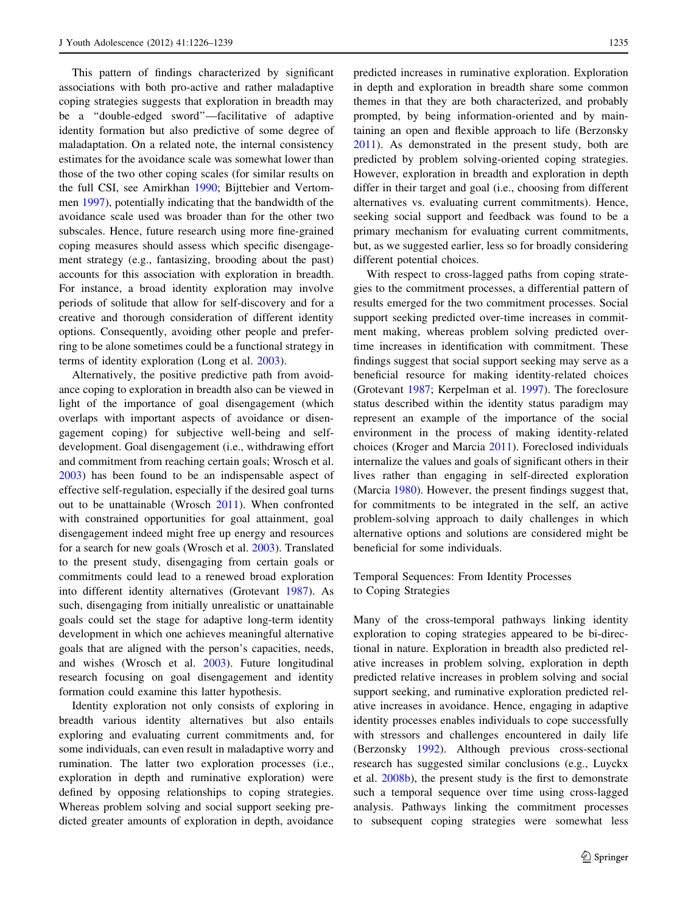This pattern of findings characterized by significant associations with both pro-active and rather maladaptive coping strategies suggests that exploration in breadth may be a "double-edged sword"—facilitative of adaptive identity formation but also predictive of some degree of maladaptation. On a related note, the internal consistency estimates for the avoidance scale was somewhat lower than those of the two other coping scales (for similar results on the full CSI, see Amirkhan 1990; Bijttebier and Vertommen 1997), potentially indicating that the bandwidth of the avoidance scale used was broader than for the other two subscales. Hence, future research using more fine-grained coping measures should assess which specific disengagement strategy (e.g., fantasizing, brooding about the past) accounts for this association with exploration in breadth. For instance, a broad identity exploration may involve periods of solitude that allow for self-discovery and for a creative and thorough consideration of different identity options. Consequently, avoiding other people and preferring to be alone sometimes could be a functional strategy in terms of identity exploration (Long et al. 2003).

Alternatively, the positive predictive path from avoidance coping to exploration in breadth also can be viewed in light of the importance of goal disengagement (which overlaps with important aspects of avoidance or disengagement coping) for subjective well-being and self-development. Goal disengagement (i.e., withdrawing effort and commitment from reaching certain goals; Wrosch et al. 2003) has been found to be an indispensable aspect of effective self-regulation, especially if the desired goal turns out to be unattainable (Wrosch 2011). When confronted with constrained opportunities for goal attainment, goal disengagement indeed might free up energy and resources for a search for new goals (Wrosch et al. 2003). Translated to the present study, disengaging from certain goals or commitments could lead to a renewed broad exploration into different identity alternatives (Grotevant 1987). As such, disengaging from initially unrealistic or unattainable goals could set the stage for adaptive long-term identity development in which one achieves meaningful alternative goals that are aligned with the person's capacities, needs, and wishes (Wrosch et al. 2003). Future longitudinal research focusing on goal disengagement and identity formation could examine this latter hypothesis.

Identity exploration not only consists of exploring in breadth various identity alternatives but also entails exploring and evaluating current commitments and, for some individuals, can even result in maladaptive worry and rumination. The latter two exploration processes (i.e., exploration in depth and ruminative exploration) were defined by opposing relationships to coping strategies. Whereas problem solving and social support seeking predicted greater amounts of exploration in depth, avoidance predicted increases in ruminative exploration. Exploration in depth and exploration in breadth share some common themes in that they are both characterized, and probably prompted, by being information-oriented and by maintaining an open and flexible approach to life (Berzonsky 2011). As demonstrated in the present study, both are predicted by problem solving-oriented coping strategies. However, exploration in breadth and exploration in depth differ in their target and goal (i.e., choosing from different alternatives vs. evaluating current commitments). Hence, seeking social support and feedback was found to be a primary mechanism for evaluating current commitments, but, as we suggested earlier, less so for broadly considering different potential choices.

With respect to cross-lagged paths from coping strategies to the commitment processes, a differential pattern of results emerged for the two commitment processes. Social support seeking predicted over-time increases in commitment making, whereas problem solving predicted over-time increases in identification with commitment. These findings suggest that social support seeking may serve as a beneficial resource for making identity-related choices (Grotevant 1987; Kerpelman et al. 1997). The foreclosure status described within the identity status paradigm may represent an example of the importance of the social environment in the process of making identity-related choices (Kroger and Marcia 2011). Foreclosed individuals internalize the values and goals of significant others in their lives rather than engaging in self-directed exploration (Marcia 1980). However, the present findings suggest that, for commitments to be integrated in the self, an active problem-solving approach to daily challenges in which alternative options and solutions are considered might be beneficial for some individuals.

## Temporal Sequences: From Identity Processes to Coping Strategies

Many of the cross-temporal pathways linking identity exploration to coping strategies appeared to be bi-directional in nature. Exploration in breadth also predicted relative increases in problem solving, exploration in depth predicted relative increases in problem solving and social support seeking, and ruminative exploration predicted relative increases in avoidance. Hence, engaging in adaptive identity processes enables individuals to cope successfully with stressors and challenges encountered in daily life (Berzonsky 1992). Although previous cross-sectional research has suggested similar conclusions (e.g., Luyckx et al. 2008b), the present study is the first to demonstrate such a temporal sequence over time using cross-lagged analysis. Pathways linking the commitment processes to subsequent coping strategies were somewhat less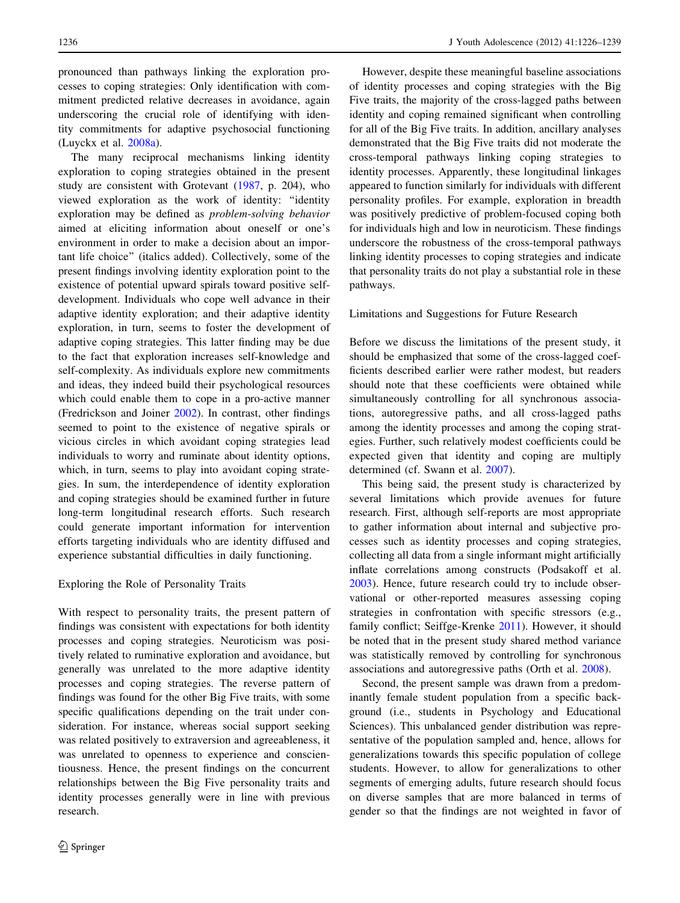pronounced than pathways linking the exploration processes to coping strategies: Only identification with commitment predicted relative decreases in avoidance, again underscoring the crucial role of identifying with identity commitments for adaptive psychosocial functioning (Luyckx et al. 2008a).

The many reciprocal mechanisms linking identity exploration to coping strategies obtained in the present study are consistent with Grotevant (1987, p. 204), who viewed exploration as the work of identity: "identity exploration may be defined as *problem-solving behavior* aimed at eliciting information about oneself or one's environment in order to make a decision about an important life choice" (italics added). Collectively, some of the present findings involving identity exploration point to the existence of potential upward spirals toward positive self-development. Individuals who cope well advance in their adaptive identity exploration; and their adaptive identity exploration, in turn, seems to foster the development of adaptive coping strategies. This latter finding may be due to the fact that exploration increases self-knowledge and self-complexity. As individuals explore new commitments and ideas, they indeed build their psychological resources which could enable them to cope in a pro-active manner (Fredrickson and Joiner 2002). In contrast, other findings seemed to point to the existence of negative spirals or vicious circles in which avoidant coping strategies lead individuals to worry and ruminate about identity options, which, in turn, seems to play into avoidant coping strategies. In sum, the interdependence of identity exploration and coping strategies should be examined further in future long-term longitudinal research efforts. Such research could generate important information for intervention efforts targeting individuals who are identity diffused and experience substantial difficulties in daily functioning.

## Exploring the Role of Personality Traits

With respect to personality traits, the present pattern of findings was consistent with expectations for both identity processes and coping strategies. Neuroticism was positively related to ruminative exploration and avoidance, but generally was unrelated to the more adaptive identity processes and coping strategies. The reverse pattern of findings was found for the other Big Five traits, with some specific qualifications depending on the trait under consideration. For instance, whereas social support seeking was related positively to extraversion and agreeableness, it was unrelated to openness to experience and conscientiousness. Hence, the present findings on the concurrent relationships between the Big Five personality traits and identity processes generally were in line with previous research.

However, despite these meaningful baseline associations of identity processes and coping strategies with the Big Five traits, the majority of the cross-lagged paths between identity and coping remained significant when controlling for all of the Big Five traits. In addition, ancillary analyses demonstrated that the Big Five traits did not moderate the cross-temporal pathways linking coping strategies to identity processes. Apparently, these longitudinal linkages appeared to function similarly for individuals with different personality profiles. For example, exploration in breadth was positively predictive of problem-focused coping both for individuals high and low in neuroticism. These findings underscore the robustness of the cross-temporal pathways linking identity processes to coping strategies and indicate that personality traits do not play a substantial role in these pathways.

## Limitations and Suggestions for Future Research

Before we discuss the limitations of the present study, it should be emphasized that some of the cross-lagged coefficients described earlier were rather modest, but readers should note that these coefficients were obtained while simultaneously controlling for all synchronous associations, autoregressive paths, and all cross-lagged paths among the identity processes and among the coping strategies. Further, such relatively modest coefficients could be expected given that identity and coping are multiply determined (cf. Swann et al. 2007).

This being said, the present study is characterized by several limitations which provide avenues for future research. First, although self-reports are most appropriate to gather information about internal and subjective processes such as identity processes and coping strategies, collecting all data from a single informant might artificially inflate correlations among constructs (Podsakoff et al. 2003). Hence, future research could try to include observational or other-reported measures assessing coping strategies in confrontation with specific stressors (e.g., family conflict; Seiffge-Krenke 2011). However, it should be noted that in the present study shared method variance was statistically removed by controlling for synchronous associations and autoregressive paths (Orth et al. 2008).

Second, the present sample was drawn from a predominantly female student population from a specific background (i.e., students in Psychology and Educational Sciences). This unbalanced gender distribution was representative of the population sampled and, hence, allows for generalizations towards this specific population of college students. However, to allow for generalizations to other segments of emerging adults, future research should focus on diverse samples that are more balanced in terms of gender so that the findings are not weighted in favor of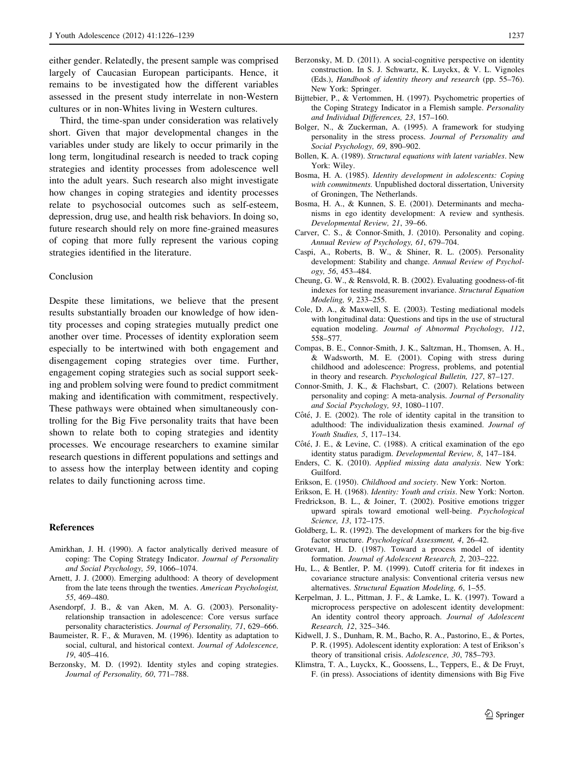either gender. Relatedly, the present sample was comprised largely of Caucasian European participants. Hence, it remains to be investigated how the different variables assessed in the present study interrelate in non-Western cultures or in non-Whites living in Western cultures.

Third, the time-span under consideration was relatively short. Given that major developmental changes in the variables under study are likely to occur primarily in the long term, longitudinal research is needed to track coping strategies and identity processes from adolescence well into the adult years. Such research also might investigate how changes in coping strategies and identity processes relate to psychosocial outcomes such as self-esteem, depression, drug use, and health risk behaviors. In doing so, future research should rely on more fine-grained measures of coping that more fully represent the various coping strategies identified in the literature.

## Conclusion

Despite these limitations, we believe that the present results substantially broaden our knowledge of how identity processes and coping strategies mutually predict one another over time. Processes of identity exploration seem especially to be intertwined with both engagement and disengagement coping strategies over time. Further, engagement coping strategies such as social support seeking and problem solving were found to predict commitment making and identification with commitment, respectively. These pathways were obtained when simultaneously controlling for the Big Five personality traits that have been shown to relate both to coping strategies and identity processes. We encourage researchers to examine similar research questions in different populations and settings and to assess how the interplay between identity and coping relates to daily functioning across time.

## References

- Amirkhan, J. H. (1990). A factor analytically derived measure of coping: The Coping Strategy Indicator. *Journal of Personality and Social Psychology, 59*, 1066–1074.
- Arnett, J. J. (2000). Emerging adulthood: A theory of development from the late teens through the twenties. *American Psychologist, 55*, 469–480.
- Asendorpf, J. B., & van Aken, M. A. G. (2003). Personality-relationship transaction in adolescence: Core versus surface personality characteristics. *Journal of Personality, 71*, 629–666.
- Baumeister, R. F., & Muraven, M. (1996). Identity as adaptation to social, cultural, and historical context. *Journal of Adolescence, 19*, 405–416.
- Berzonsky, M. D. (1992). Identity styles and coping strategies. *Journal of Personality, 60*, 771–788.
- Berzonsky, M. D. (2011). A social-cognitive perspective on identity construction. In S. J. Schwartz, K. Luyckx, & V. L. Vignoles (Eds.), *Handbook of identity theory and research* (pp. 55–76). New York: Springer.
- Bijttebier, P., & Vertommen, H. (1997). Psychometric properties of the Coping Strategy Indicator in a Flemish sample. *Personality and Individual Differences, 23*, 157–160.
- Bolger, N., & Zuckerman, A. (1995). A framework for studying personality in the stress process. *Journal of Personality and Social Psychology, 69*, 890–902.
- Bollen, K. A. (1989). *Structural equations with latent variables*. New York: Wiley.
- Bosma, H. A. (1985). *Identity development in adolescents: Coping with commitments*. Unpublished doctoral dissertation, University of Groningen, The Netherlands.
- Bosma, H. A., & Kunnen, S. E. (2001). Determinants and mechanisms in ego identity development: A review and synthesis. *Developmental Review, 21*, 39–66.
- Carver, C. S., & Connor-Smith, J. (2010). Personality and coping. *Annual Review of Psychology, 61*, 679–704.
- Caspi, A., Roberts, B. W., & Shiner, R. L. (2005). Personality development: Stability and change. *Annual Review of Psychology, 56*, 453–484.
- Cheung, G. W., & Rensvold, R. B. (2002). Evaluating goodness-of-fit indexes for testing measurement invariance. *Structural Equation Modeling, 9*, 233–255.
- Cole, D. A., & Maxwell, S. E. (2003). Testing mediational models with longitudinal data: Questions and tips in the use of structural equation modeling. *Journal of Abnormal Psychology, 112*, 558–577.
- Compas, B. E., Connor-Smith, J. K., Saltzman, H., Thomsen, A. H., & Wadsworth, M. E. (2001). Coping with stress during childhood and adolescence: Progress, problems, and potential in theory and research. *Psychological Bulletin, 127*, 87–127.
- Connor-Smith, J. K., & Flachsbart, C. (2007). Relations between personality and coping: A meta-analysis. *Journal of Personality and Social Psychology, 93*, 1080–1107.
- Côté, J. E. (2002). The role of identity capital in the transition to adulthood: The individualization thesis examined. *Journal of Youth Studies, 5*, 117–134.
- Côté, J. E., & Levine, C. (1988). A critical examination of the ego identity status paradigm. *Developmental Review, 8*, 147–184.
- Enders, C. K. (2010). *Applied missing data analysis*. New York: Guilford.
- Erikson, E. (1950). *Childhood and society*. New York: Norton.
- Erikson, E. H. (1968). *Identity: Youth and crisis*. New York: Norton.
- Fredrickson, B. L., & Joiner, T. (2002). Positive emotions trigger upward spirals toward emotional well-being. *Psychological Science, 13*, 172–175.
- Goldberg, L. R. (1992). The development of markers for the big-five factor structure. *Psychological Assessment, 4*, 26–42.
- Grotevant, H. D. (1987). Toward a process model of identity formation. *Journal of Adolescent Research, 2*, 203–222.
- Hu, L., & Bentler, P. M. (1999). Cutoff criteria for fit indexes in covariance structure analysis: Conventional criteria versus new alternatives. *Structural Equation Modeling, 6*, 1–55.
- Kerpelman, J. L., Pittman, J. F., & Lamke, L. K. (1997). Toward a microprocess perspective on adolescent identity development: An identity control theory approach. *Journal of Adolescent Research, 12*, 325–346.
- Kidwell, J. S., Dunham, R. M., Bacho, R. A., Pastorino, E., & Portes, P. R. (1995). Adolescent identity exploration: A test of Erikson's theory of transitional crisis. *Adolescence, 30*, 785–793.
- Klimstra, T. A., Luyckx, K., Goossens, L., Teppers, E., & De Fruyt, F. (in press). Associations of identity dimensions with Big Five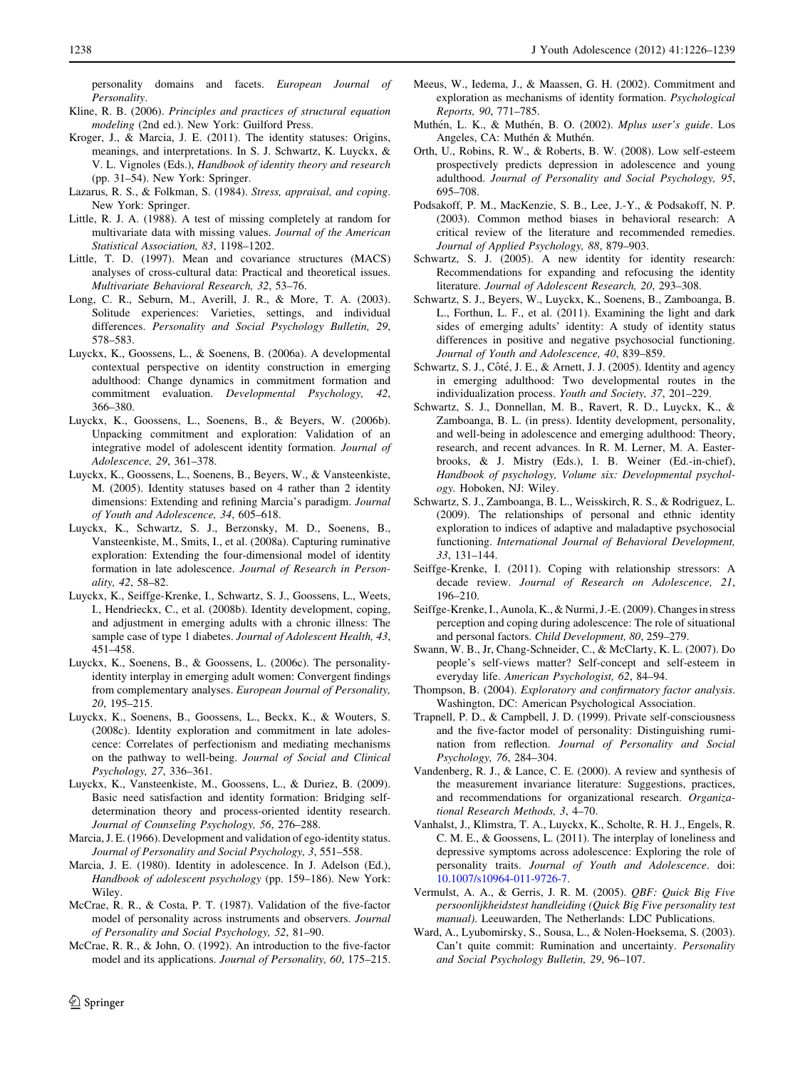personality domains and facets. *European Journal of Personality*.

Kline, R. B. (2006). *Principles and practices of structural equation modeling* (2nd ed.). New York: Guilford Press.

Kroger, J., & Marcia, J. E. (2011). The identity statuses: Origins, meanings, and interpretations. In S. J. Schwartz, K. Luyckx, & V. L. Vignoles (Eds.), *Handbook of identity theory and research* (pp. 31–54). New York: Springer.

Lazarus, R. S., & Folkman, S. (1984). *Stress, appraisal, and coping*. New York: Springer.

Little, R. J. A. (1988). A test of missing completely at random for multivariate data with missing values. *Journal of the American Statistical Association, 83*, 1198–1202.

Little, T. D. (1997). Mean and covariance structures (MACS) analyses of cross-cultural data: Practical and theoretical issues. *Multivariate Behavioral Research, 32*, 53–76.

Long, C. R., Seburn, M., Averill, J. R., & More, T. A. (2003). Solitude experiences: Varieties, settings, and individual differences. *Personality and Social Psychology Bulletin, 29*, 578–583.

Luyckx, K., Goossens, L., & Soenens, B. (2006a). A developmental contextual perspective on identity construction in emerging adulthood: Change dynamics in commitment formation and commitment evaluation. *Developmental Psychology, 42*, 366–380.

Luyckx, K., Goossens, L., Soenens, B., & Beyers, W. (2006b). Unpacking commitment and exploration: Validation of an integrative model of adolescent identity formation. *Journal of Adolescence, 29*, 361–378.

Luyckx, K., Goossens, L., Soenens, B., Beyers, W., & Vansteenkiste, M. (2005). Identity statuses based on 4 rather than 2 identity dimensions: Extending and refining Marcia's paradigm. *Journal of Youth and Adolescence, 34*, 605–618.

Luyckx, K., Schwartz, S. J., Berzonsky, M. D., Soenens, B., Vansteenkiste, M., Smits, I., et al. (2008a). Capturing ruminative exploration: Extending the four-dimensional model of identity formation in late adolescence. *Journal of Research in Personality, 42*, 58–82.

Luyckx, K., Seiffge-Krenke, I., Schwartz, S. J., Goossens, L., Weets, I., Hendrieckx, C., et al. (2008b). Identity development, coping, and adjustment in emerging adults with a chronic illness: The sample case of type 1 diabetes. *Journal of Adolescent Health, 43*, 451–458.

Luyckx, K., Soenens, B., & Goossens, L. (2006c). The personality-identity interplay in emerging adult women: Convergent findings from complementary analyses. *European Journal of Personality, 20*, 195–215.

Luyckx, K., Soenens, B., Goossens, L., Beckx, K., & Wouters, S. (2008c). Identity exploration and commitment in late adolescence: Correlates of perfectionism and mediating mechanisms on the pathway to well-being. *Journal of Social and Clinical Psychology, 27*, 336–361.

Luyckx, K., Vansteenkiste, M., Goossens, L., & Duriez, B. (2009). Basic need satisfaction and identity formation: Bridging self-determination theory and process-oriented identity research. *Journal of Counseling Psychology, 56*, 276–288.

Marcia, J. E. (1966). Development and validation of ego-identity status. *Journal of Personality and Social Psychology, 3*, 551–558.

Marcia, J. E. (1980). Identity in adolescence. In J. Adelson (Ed.), *Handbook of adolescent psychology* (pp. 159–186). New York: Wiley.

McCrae, R. R., & Costa, P. T. (1987). Validation of the five-factor model of personality across instruments and observers. *Journal of Personality and Social Psychology, 52*, 81–90.

McCrae, R. R., & John, O. (1992). An introduction to the five-factor model and its applications. *Journal of Personality, 60*, 175–215.

Meeus, W., Iedema, J., & Maassen, G. H. (2002). Commitment and exploration as mechanisms of identity formation. *Psychological Reports, 90*, 771–785.

Muthén, L. K., & Muthén, B. O. (2002). *Mplus user's guide*. Los Angeles, CA: Muthén & Muthén.

Orth, U., Robins, R. W., & Roberts, B. W. (2008). Low self-esteem prospectively predicts depression in adolescence and young adulthood. *Journal of Personality and Social Psychology, 95*, 695–708.

Podsakoff, P. M., MacKenzie, S. B., Lee, J.-Y., & Podsakoff, N. P. (2003). Common method biases in behavioral research: A critical review of the literature and recommended remedies. *Journal of Applied Psychology, 88*, 879–903.

Schwartz, S. J. (2005). A new identity for identity research: Recommendations for expanding and refocusing the identity literature. *Journal of Adolescent Research, 20*, 293–308.

Schwartz, S. J., Beyers, W., Luyckx, K., Soenens, B., Zamboanga, B. L., Forthun, L. F., et al. (2011). Examining the light and dark sides of emerging adults' identity: A study of identity status differences in positive and negative psychosocial functioning. *Journal of Youth and Adolescence, 40*, 839–859.

Schwartz, S. J., Côté, J. E., & Arnett, J. J. (2005). Identity and agency in emerging adulthood: Two developmental routes in the individualization process. *Youth and Society, 37*, 201–229.

Schwartz, S. J., Donnellan, M. B., Ravert, R. D., Luyckx, K., & Zamboanga, B. L. (in press). Identity development, personality, and well-being in adolescence and emerging adulthood: Theory, research, and recent advances. In R. M. Lerner, M. A. Easterbrooks, & J. Mistry (Eds.), I. B. Weiner (Ed.-in-chief), *Handbook of psychology, Volume six: Developmental psychology*. Hoboken, NJ: Wiley.

Schwartz, S. J., Zamboanga, B. L., Weisskirch, R. S., & Rodriguez, L. (2009). The relationships of personal and ethnic identity exploration to indices of adaptive and maladaptive psychosocial functioning. *International Journal of Behavioral Development, 33*, 131–144.

Seiffge-Krenke, I. (2011). Coping with relationship stressors: A decade review. *Journal of Research on Adolescence, 21*, 196–210.

Seiffge-Krenke, I., Aunola, K., & Nurmi, J.-E. (2009). Changes in stress perception and coping during adolescence: The role of situational and personal factors. *Child Development, 80*, 259–279.

Swann, W. B., Jr, Chang-Schneider, C., & McClarty, K. L. (2007). Do people's self-views matter? Self-concept and self-esteem in everyday life. *American Psychologist, 62*, 84–94.

Thompson, B. (2004). *Exploratory and confirmatory factor analysis*. Washington, DC: American Psychological Association.

Trapnell, P. D., & Campbell, J. D. (1999). Private self-consciousness and the five-factor model of personality: Distinguishing rumination from reflection. *Journal of Personality and Social Psychology, 76*, 284–304.

Vandenberg, R. J., & Lance, C. E. (2000). A review and synthesis of the measurement invariance literature: Suggestions, practices, and recommendations for organizational research. *Organizational Research Methods, 3*, 4–70.

Vanhalst, J., Klimstra, T. A., Luyckx, K., Scholte, R. H. J., Engels, R. C. M. E., & Goossens, L. (2011). The interplay of loneliness and depressive symptoms across adolescence: Exploring the role of personality traits. *Journal of Youth and Adolescence*. doi: 10.1007/s10964-011-9726-7.

Vermulst, A. A., & Gerris, J. R. M. (2005). *QBF: Quick Big Five persoonlijkheidstest handleiding (Quick Big Five personality test manual)*. Leeuwarden, The Netherlands: LDC Publications.

Ward, A., Lyubomirsky, S., Sousa, L., & Nolen-Hoeksema, S. (2003). Can't quite commit: Rumination and uncertainty. *Personality and Social Psychology Bulletin, 29*, 96–107.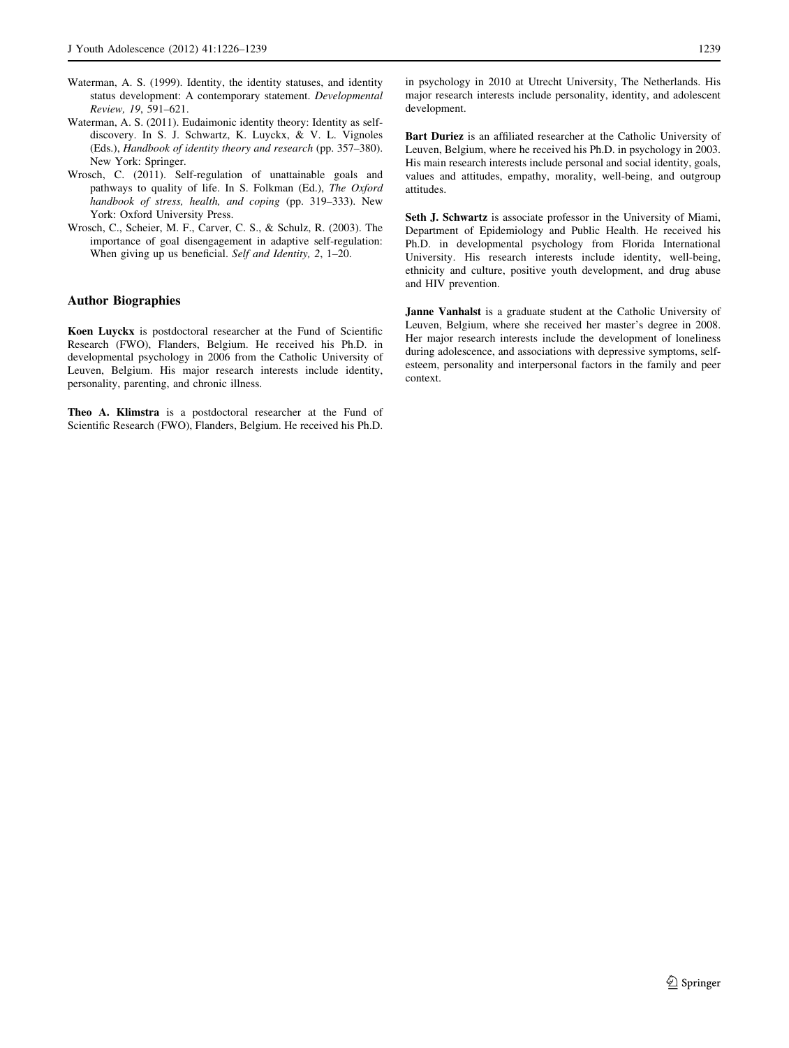Waterman, A. S. (1999). Identity, the identity statuses, and identity status development: A contemporary statement. *Developmental Review, 19*, 591–621.

Waterman, A. S. (2011). Eudaimonic identity theory: Identity as self-discovery. In S. J. Schwartz, K. Luyckx, & V. L. Vignoles (Eds.), *Handbook of identity theory and research* (pp. 357–380). New York: Springer.

Wrosch, C. (2011). Self-regulation of unattainable goals and pathways to quality of life. In S. Folkman (Ed.), *The Oxford handbook of stress, health, and coping* (pp. 319–333). New York: Oxford University Press.

Wrosch, C., Scheier, M. F., Carver, C. S., & Schulz, R. (2003). The importance of goal disengagement in adaptive self-regulation: When giving up us beneficial. *Self and Identity, 2*, 1–20.

## Author Biographies

**Koen Luyckx** is postdoctoral researcher at the Fund of Scientific Research (FWO), Flanders, Belgium. He received his Ph.D. in developmental psychology in 2006 from the Catholic University of Leuven, Belgium. His major research interests include identity, personality, parenting, and chronic illness.

**Theo A. Klimstra** is a postdoctoral researcher at the Fund of Scientific Research (FWO), Flanders, Belgium. He received his Ph.D. in psychology in 2010 at Utrecht University, The Netherlands. His major research interests include personality, identity, and adolescent development.

**Bart Duriez** is an affiliated researcher at the Catholic University of Leuven, Belgium, where he received his Ph.D. in psychology in 2003. His main research interests include personal and social identity, goals, values and attitudes, empathy, morality, well-being, and outgroup attitudes.

**Seth J. Schwartz** is associate professor in the University of Miami, Department of Epidemiology and Public Health. He received his Ph.D. in developmental psychology from Florida International University. His research interests include identity, well-being, ethnicity and culture, positive youth development, and drug abuse and HIV prevention.

**Janne Vanhalst** is a graduate student at the Catholic University of Leuven, Belgium, where she received her master's degree in 2008. Her major research interests include the development of loneliness during adolescence, and associations with depressive symptoms, self-esteem, personality and interpersonal factors in the family and peer context.